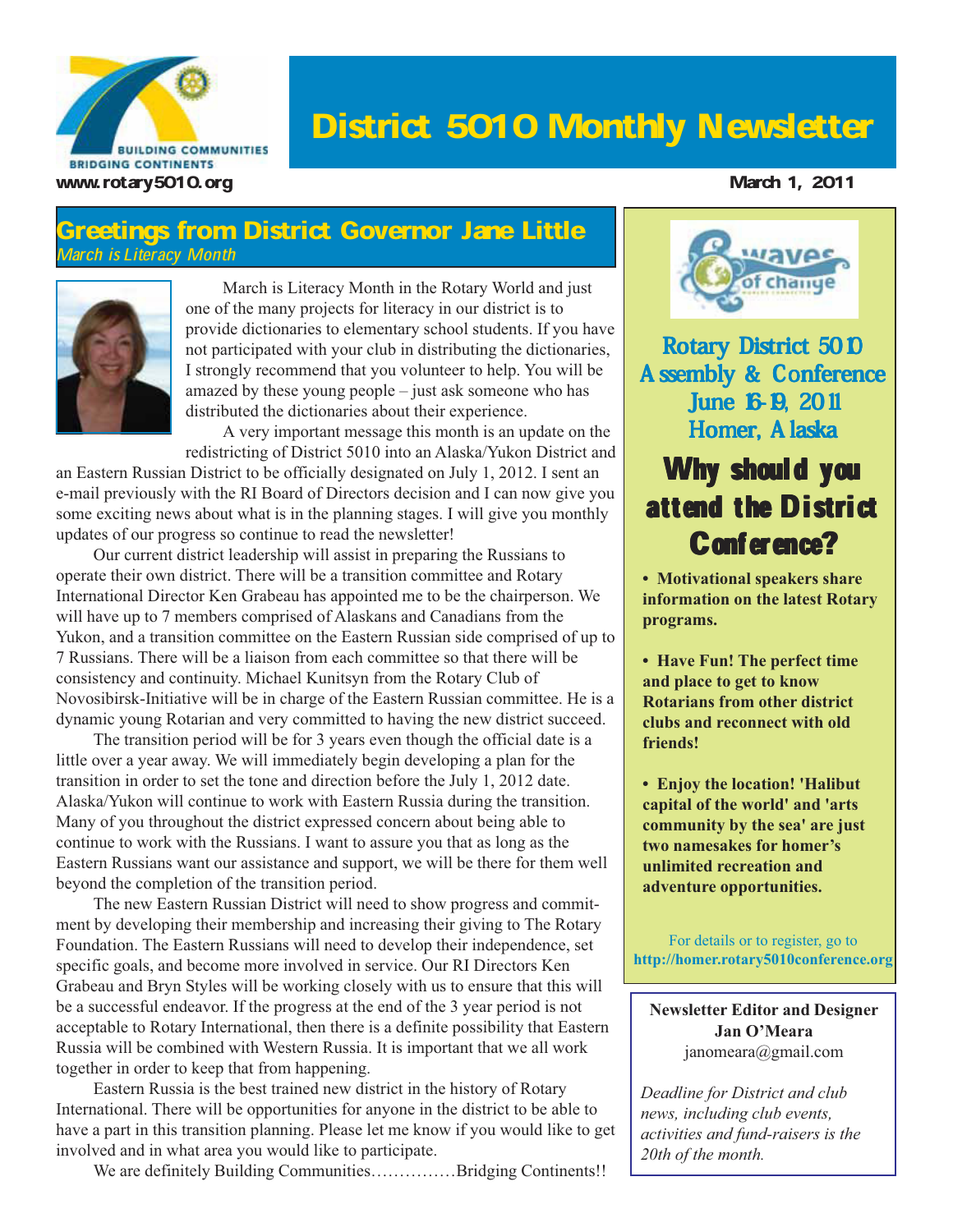BUILDING COMMUNITIES
BRIDGING CONTINENTS

# District 5010 Monthly Newsletter

www.rotary5010.org

March 1, 2011

## Greetings from District Governor Jane Little

*March is Literacy Month*

March is Literacy Month in the Rotary World and just one of the many projects for literacy in our district is to provide dictionaries to elementary school students. If you have not participated with your club in distributing the dictionaries, I strongly recommend that you volunteer to help. You will be amazed by these young people – just ask someone who has distributed the dictionaries about their experience.

A very important message this month is an update on the redistricting of District 5010 into an Alaska/Yukon District and an Eastern Russian District to be officially designated on July 1, 2012. I sent an e-mail previously with the RI Board of Directors decision and I can now give you some exciting news about what is in the planning stages. I will give you monthly updates of our progress so continue to read the newsletter!

Our current district leadership will assist in preparing the Russians to operate their own district. There will be a transition committee and Rotary International Director Ken Grabeau has appointed me to be the chairperson. We will have up to 7 members comprised of Alaskans and Canadians from the Yukon, and a transition committee on the Eastern Russian side comprised of up to 7 Russians. There will be a liaison from each committee so that there will be consistency and continuity. Michael Kunitsyn from the Rotary Club of Novosibirsk-Initiative will be in charge of the Eastern Russian committee. He is a dynamic young Rotarian and very committed to having the new district succeed.

The transition period will be for 3 years even though the official date is a little over a year away. We will immediately begin developing a plan for the transition in order to set the tone and direction before the July 1, 2012 date. Alaska/Yukon will continue to work with Eastern Russia during the transition. Many of you throughout the district expressed concern about being able to continue to work with the Russians. I want to assure you that as long as the Eastern Russians want our assistance and support, we will be there for them well beyond the completion of the transition period.

The new Eastern Russian District will need to show progress and commitment by developing their membership and increasing their giving to The Rotary Foundation. The Eastern Russians will need to develop their independence, set specific goals, and become more involved in service. Our RI Directors Ken Grabeau and Bryn Styles will be working closely with us to ensure that this will be a successful endeavor. If the progress at the end of the 3 year period is not acceptable to Rotary International, then there is a definite possibility that Eastern Russia will be combined with Western Russia. It is important that we all work together in order to keep that from happening.

Eastern Russia is the best trained new district in the history of Rotary International. There will be opportunities for anyone in the district to be able to have a part in this transition planning. Please let me know if you would like to get involved and in what area you would like to participate.

We are definitely Building Communities……………Bridging Continents!!

---

Waves of Change

### Rotary District 5010 Assembly & Conference
### June 16-19, 2011
### Homer, Alaska

## Why should you attend the District Conference?

- **Motivational speakers share information on the latest Rotary programs.**
- **Have Fun! The perfect time and place to get to know Rotarians from other district clubs and reconnect with old friends!**
- **Enjoy the location! 'Halibut capital of the world' and 'arts community by the sea' are just two namesakes for homer's unlimited recreation and adventure opportunities.**

For details or to register, go to **http://homer.rotary5010conference.org**

---

**Newsletter Editor and Designer**
**Jan O'Meara**
janomeara@gmail.com

*Deadline for District and club news, including club events, activities and fund-raisers is the 20th of the month.*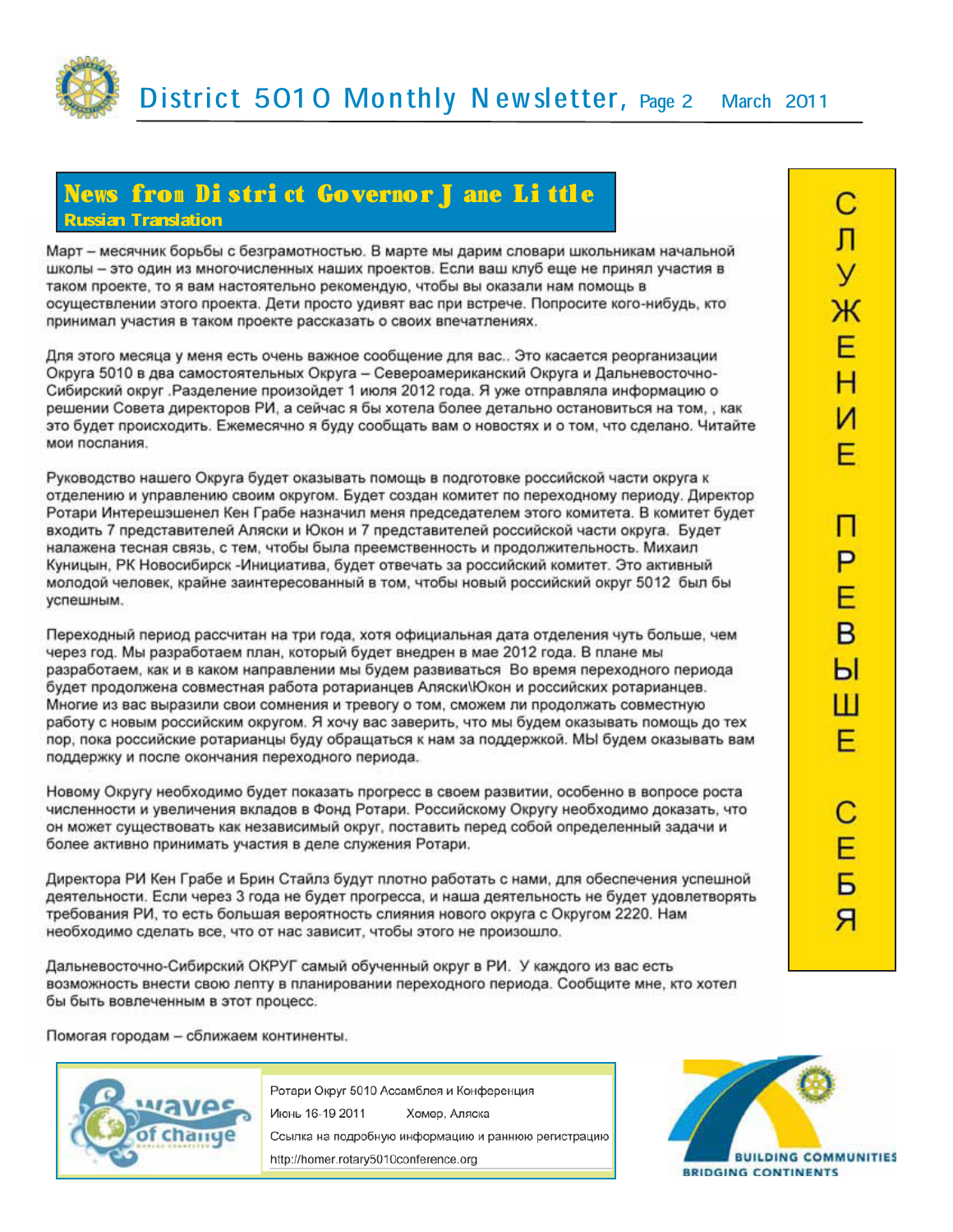## News from District Governor Jane Little

**Russian Translation**

Март – месячник борьбы с безграмотностью. В марте мы дарим словари школьникам начальной школы – это один из многочисленных наших проектов. Если ваш клуб еще не принял участия в таком проекте, то я вам настоятельно рекомендую, чтобы вы оказали нам помощь в осуществлении этого проекта. Дети просто удивят вас при встрече. Попросите кого-нибудь, кто принимал участия в таком проекте рассказать о своих впечатлениях.

Для этого месяца у меня есть очень важное сообщение для вас.. Это касается реорганизации Округа 5010 в два самостоятельных Округа – Североамериканский Округа и Дальневосточно-Сибирский округ .Разделение произойдет 1 июля 2012 года. Я уже отправляла информацию о решении Совета директоров РИ, а сейчас я бы хотела более детально остановиться на том, , как это будет происходить. Ежемесячно я буду сообщать вам о новостях и о том, что сделано. Читайте мои послания.

Руководство нашего Округа будет оказывать помощь в подготовке российской части округа к отделению и управлению своим округом. Будет создан комитет по переходному периоду. Директор Ротари Интерешэшенел Кен Грабе назначил меня председателем этого комитета. В комитет будет входить 7 представителей Аляски и Юкон и 7 представителей российской части округа. Будет налажена тесная связь, с тем, чтобы была преемственность и продолжительность. Михаил Куницын, РК Новосибирск -Инициатива, будет отвечать за российский комитет. Это активный молодой человек, крайне заинтересованный в том, чтобы новый российский округ 5012 был бы успешным.

Переходный период рассчитан на три года, хотя официальная дата отделения чуть больше, чем через год. Мы разработаем план, который будет внедрен в мае 2012 года. В плане мы разработаем, как и в каком направлении мы будем развиваться Во время переходного периода будет продолжена совместная работа ротарианцев Аляски\Юкон и российских ротарианцев. Многие из вас выразили свои сомнения и тревогу о том, сможем ли продолжать совместную работу с новым российским округом. Я хочу вас заверить, что мы будем оказывать помощь до тех пор, пока российские ротарианцы буду обращаться к нам за поддержкой. МЫ будем оказывать вам поддержку и после окончания переходного периода.

Новому Округу необходимо будет показать прогресс в своем развитии, особенно в вопросе роста численности и увеличения вкладов в Фонд Ротари. Российскому Округу необходимо доказать, что он может существовать как независимый округ, поставить перед собой определенный задачи и более активно принимать участия в деле служения Ротари.

Директора РИ Кен Грабе и Брин Стайлз будут плотно работать с нами, для обеспечения успешной деятельности. Если через 3 года не будет прогресса, и наша деятельность не будет удовлетворять требования РИ, то есть большая вероятность слияния нового округа с Округом 2220. Нам необходимо сделать все, что от нас зависит, чтобы этого не произошло.

Дальневосточно-Сибирский ОКРУГ самый обученный округ в РИ. У каждого из вас есть возможность внести свою лепту в планировании переходного периода. Сообщите мне, кто хотел бы быть вовлеченным в этот процесс.

Помогая городам – сближаем континенты.

**СЛУЖЕНИЕ ПРЕВЫШЕ СЕБЯ**

Waves of change

Ротари Округ 5010 Ассамблея и Конференция
Июнь 16-19 2011 Хомер, Аляска
Ссылка на подробную информацию и раннюю регистрацию
http://homer.rotary5010conference.org

BUILDING COMMUNITIES
BRIDGING CONTINENTS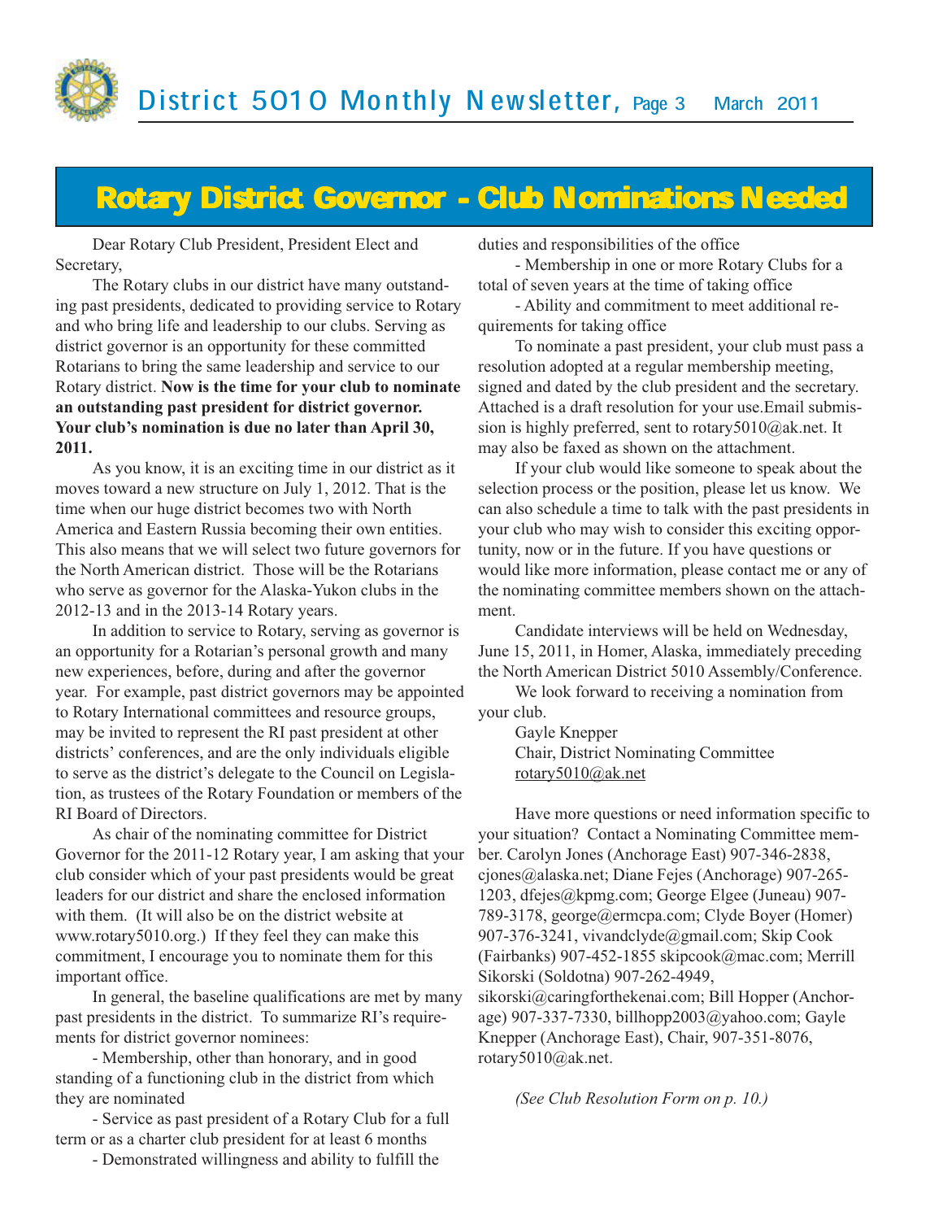# Rotary District Governor - Club Nominations Needed

Dear Rotary Club President, President Elect and Secretary,

The Rotary clubs in our district have many outstanding past presidents, dedicated to providing service to Rotary and who bring life and leadership to our clubs. Serving as district governor is an opportunity for these committed Rotarians to bring the same leadership and service to our Rotary district. **Now is the time for your club to nominate an outstanding past president for district governor. Your club's nomination is due no later than April 30, 2011.**

As you know, it is an exciting time in our district as it moves toward a new structure on July 1, 2012. That is the time when our huge district becomes two with North America and Eastern Russia becoming their own entities. This also means that we will select two future governors for the North American district. Those will be the Rotarians who serve as governor for the Alaska-Yukon clubs in the 2012-13 and in the 2013-14 Rotary years.

In addition to service to Rotary, serving as governor is an opportunity for a Rotarian's personal growth and many new experiences, before, during and after the governor year. For example, past district governors may be appointed to Rotary International committees and resource groups, may be invited to represent the RI past president at other districts' conferences, and are the only individuals eligible to serve as the district's delegate to the Council on Legislation, as trustees of the Rotary Foundation or members of the RI Board of Directors.

As chair of the nominating committee for District Governor for the 2011-12 Rotary year, I am asking that your club consider which of your past presidents would be great leaders for our district and share the enclosed information with them. (It will also be on the district website at www.rotary5010.org.) If they feel they can make this commitment, I encourage you to nominate them for this important office.

In general, the baseline qualifications are met by many past presidents in the district. To summarize RI's requirements for district governor nominees:

- Membership, other than honorary, and in good standing of a functioning club in the district from which they are nominated
- Service as past president of a Rotary Club for a full term or as a charter club president for at least 6 months
- Demonstrated willingness and ability to fulfill the duties and responsibilities of the office
- Membership in one or more Rotary Clubs for a total of seven years at the time of taking office
- Ability and commitment to meet additional requirements for taking office

To nominate a past president, your club must pass a resolution adopted at a regular membership meeting, signed and dated by the club president and the secretary. Attached is a draft resolution for your use.Email submission is highly preferred, sent to rotary5010@ak.net. It may also be faxed as shown on the attachment.

If your club would like someone to speak about the selection process or the position, please let us know. We can also schedule a time to talk with the past presidents in your club who may wish to consider this exciting opportunity, now or in the future. If you have questions or would like more information, please contact me or any of the nominating committee members shown on the attachment.

Candidate interviews will be held on Wednesday, June 15, 2011, in Homer, Alaska, immediately preceding the North American District 5010 Assembly/Conference.

We look forward to receiving a nomination from your club.

Gayle Knepper
Chair, District Nominating Committee
rotary5010@ak.net

Have more questions or need information specific to your situation? Contact a Nominating Committee member. Carolyn Jones (Anchorage East) 907-346-2838, cjones@alaska.net; Diane Fejes (Anchorage) 907-265-1203, dfejes@kpmg.com; George Elgee (Juneau) 907-789-3178, george@ermcpa.com; Clyde Boyer (Homer) 907-376-3241, vivandclyde@gmail.com; Skip Cook (Fairbanks) 907-452-1855 skipcook@mac.com; Merrill Sikorski (Soldotna) 907-262-4949, sikorski@caringforthekenai.com; Bill Hopper (Anchorage) 907-337-7330, billhopp2003@yahoo.com; Gayle Knepper (Anchorage East), Chair, 907-351-8076, rotary5010@ak.net.

*(See Club Resolution Form on p. 10.)*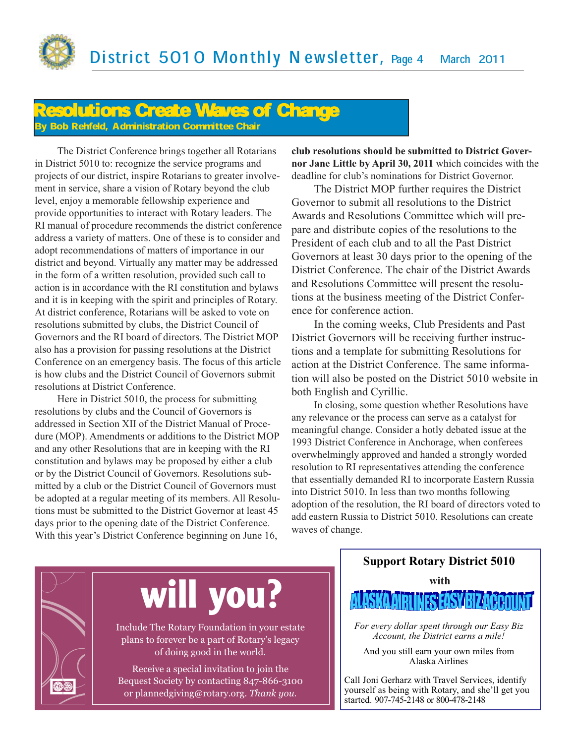## Resolutions Create Waves of Change

**By Bob Rehfeld, Administration Committee Chair**

The District Conference brings together all Rotarians in District 5010 to: recognize the service programs and projects of our district, inspire Rotarians to greater involvement in service, share a vision of Rotary beyond the club level, enjoy a memorable fellowship experience and provide opportunities to interact with Rotary leaders. The RI manual of procedure recommends the district conference address a variety of matters. One of these is to consider and adopt recommendations of matters of importance in our district and beyond. Virtually any matter may be addressed in the form of a written resolution, provided such call to action is in accordance with the RI constitution and bylaws and it is in keeping with the spirit and principles of Rotary. At district conference, Rotarians will be asked to vote on resolutions submitted by clubs, the District Council of Governors and the RI board of directors. The District MOP also has a provision for passing resolutions at the District Conference on an emergency basis. The focus of this article is how clubs and the District Council of Governors submit resolutions at District Conference.

Here in District 5010, the process for submitting resolutions by clubs and the Council of Governors is addressed in Section XII of the District Manual of Procedure (MOP). Amendments or additions to the District MOP and any other Resolutions that are in keeping with the RI constitution and bylaws may be proposed by either a club or by the District Council of Governors. Resolutions submitted by a club or the District Council of Governors must be adopted at a regular meeting of its members. All Resolutions must be submitted to the District Governor at least 45 days prior to the opening date of the District Conference. With this year's District Conference beginning on June 16, **club resolutions should be submitted to District Governor Jane Little by April 30, 2011** which coincides with the deadline for club's nominations for District Governor.

The District MOP further requires the District Governor to submit all resolutions to the District Awards and Resolutions Committee which will prepare and distribute copies of the resolutions to the President of each club and to all the Past District Governors at least 30 days prior to the opening of the District Conference. The chair of the District Awards and Resolutions Committee will present the resolutions at the business meeting of the District Conference for conference action.

In the coming weeks, Club Presidents and Past District Governors will be receiving further instructions and a template for submitting Resolutions for action at the District Conference. The same information will also be posted on the District 5010 website in both English and Cyrillic.

In closing, some question whether Resolutions have any relevance or the process can serve as a catalyst for meaningful change. Consider a hotly debated issue at the 1993 District Conference in Anchorage, when conferees overwhelmingly approved and handed a strongly worded resolution to RI representatives attending the conference that essentially demanded RI to incorporate Eastern Russia into District 5010. In less than two months following adoption of the resolution, the RI board of directors voted to add eastern Russia to District 5010. Resolutions can create waves of change.

---

# will you?

Include The Rotary Foundation in your estate plans to forever be a part of Rotary's legacy of doing good in the world.

Receive a special invitation to join the Bequest Society by contacting 847-866-3100 or plannedgiving@rotary.org. *Thank you.*

---

**Support Rotary District 5010**

**with**

**ALASKA AIRLINES EASY BIZ ACCOUNT**

*For every dollar spent through our Easy Biz Account, the District earns a mile!*

And you still earn your own miles from Alaska Airlines

Call Joni Gerharz with Travel Services, identify yourself as being with Rotary, and she'll get you started. 907-745-2148 or 800-478-2148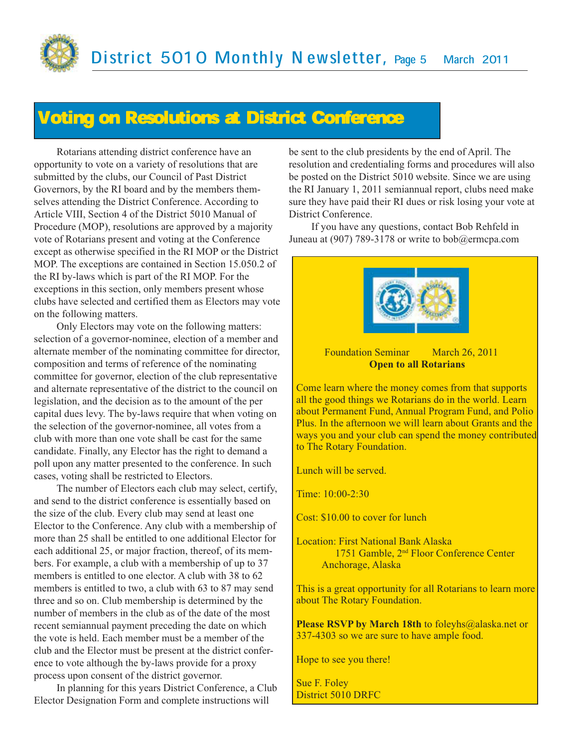## Voting on Resolutions at District Conference

Rotarians attending district conference have an opportunity to vote on a variety of resolutions that are submitted by the clubs, our Council of Past District Governors, by the RI board and by the members themselves attending the District Conference. According to Article VIII, Section 4 of the District 5010 Manual of Procedure (MOP), resolutions are approved by a majority vote of Rotarians present and voting at the Conference except as otherwise specified in the RI MOP or the District MOP. The exceptions are contained in Section 15.050.2 of the RI by-laws which is part of the RI MOP. For the exceptions in this section, only members present whose clubs have selected and certified them as Electors may vote on the following matters.

Only Electors may vote on the following matters: selection of a governor-nominee, election of a member and alternate member of the nominating committee for director, composition and terms of reference of the nominating committee for governor, election of the club representative and alternate representative of the district to the council on legislation, and the decision as to the amount of the per capital dues levy. The by-laws require that when voting on the selection of the governor-nominee, all votes from a club with more than one vote shall be cast for the same candidate. Finally, any Elector has the right to demand a poll upon any matter presented to the conference. In such cases, voting shall be restricted to Electors.

The number of Electors each club may select, certify, and send to the district conference is essentially based on the size of the club. Every club may send at least one Elector to the Conference. Any club with a membership of more than 25 shall be entitled to one additional Elector for each additional 25, or major fraction, thereof, of its members. For example, a club with a membership of up to 37 members is entitled to one elector. A club with 38 to 62 members is entitled to two, a club with 63 to 87 may send three and so on. Club membership is determined by the number of members in the club as of the date of the most recent semiannual payment preceding the date on which the vote is held. Each member must be a member of the club and the Elector must be present at the district conference to vote although the by-laws provide for a proxy process upon consent of the district governor.

In planning for this years District Conference, a Club Elector Designation Form and complete instructions will be sent to the club presidents by the end of April. The resolution and credentialing forms and procedures will also be posted on the District 5010 website. Since we are using the RI January 1, 2011 semiannual report, clubs need make sure they have paid their RI dues or risk losing your vote at District Conference.

If you have any questions, contact Bob Rehfeld in Juneau at (907) 789-3178 or write to bob@ermcpa.com

---

Foundation Seminar March 26, 2011

**Open to all Rotarians**

Come learn where the money comes from that supports all the good things we Rotarians do in the world. Learn about Permanent Fund, Annual Program Fund, and Polio Plus. In the afternoon we will learn about Grants and the ways you and your club can spend the money contributed to The Rotary Foundation.

Lunch will be served.

Time: 10:00-2:30

Cost: $10.00 to cover for lunch

Location: First National Bank Alaska
1751 Gamble, 2nd Floor Conference Center
Anchorage, Alaska

This is a great opportunity for all Rotarians to learn more about The Rotary Foundation.

**Please RSVP by March 18th** to foleyhs@alaska.net or 337-4303 so we are sure to have ample food.

Hope to see you there!

Sue F. Foley
District 5010 DRFC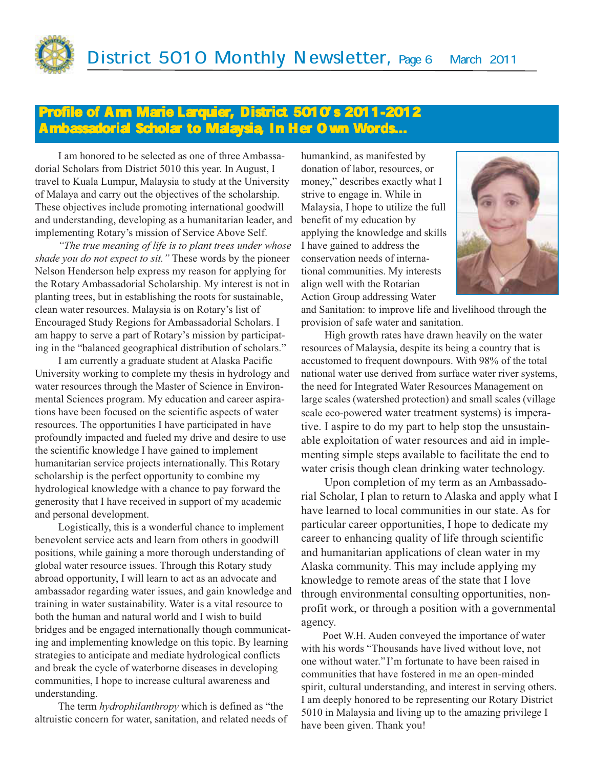## Profile of Ann Marie Larquier, District 5010's 2011-2012 Ambassadorial Scholar to Malaysia, In Her Own Words...

I am honored to be selected as one of three Ambassadorial Scholars from District 5010 this year. In August, I travel to Kuala Lumpur, Malaysia to study at the University of Malaya and carry out the objectives of the scholarship. These objectives include promoting international goodwill and understanding, developing as a humanitarian leader, and implementing Rotary's mission of Service Above Self.

*"The true meaning of life is to plant trees under whose shade you do not expect to sit."* These words by the pioneer Nelson Henderson help express my reason for applying for the Rotary Ambassadorial Scholarship. My interest is not in planting trees, but in establishing the roots for sustainable, clean water resources. Malaysia is on Rotary's list of Encouraged Study Regions for Ambassadorial Scholars. I am happy to serve a part of Rotary's mission by participating in the "balanced geographical distribution of scholars."

I am currently a graduate student at Alaska Pacific University working to complete my thesis in hydrology and water resources through the Master of Science in Environmental Sciences program. My education and career aspirations have been focused on the scientific aspects of water resources. The opportunities I have participated in have profoundly impacted and fueled my drive and desire to use the scientific knowledge I have gained to implement humanitarian service projects internationally. This Rotary scholarship is the perfect opportunity to combine my hydrological knowledge with a chance to pay forward the generosity that I have received in support of my academic and personal development.

Logistically, this is a wonderful chance to implement benevolent service acts and learn from others in goodwill positions, while gaining a more thorough understanding of global water resource issues. Through this Rotary study abroad opportunity, I will learn to act as an advocate and ambassador regarding water issues, and gain knowledge and training in water sustainability. Water is a vital resource to both the human and natural world and I wish to build bridges and be engaged internationally though communicating and implementing knowledge on this topic. By learning strategies to anticipate and mediate hydrological conflicts and break the cycle of waterborne diseases in developing communities, I hope to increase cultural awareness and understanding.

The term *hydrophilanthropy* which is defined as "the altruistic concern for water, sanitation, and related needs of humankind, as manifested by donation of labor, resources, or money," describes exactly what I strive to engage in. While in Malaysia, I hope to utilize the full benefit of my education by applying the knowledge and skills I have gained to address the conservation needs of international communities. My interests align well with the Rotarian Action Group addressing Water and Sanitation: to improve life and livelihood through the provision of safe water and sanitation.

High growth rates have drawn heavily on the water resources of Malaysia, despite its being a country that is accustomed to frequent downpours. With 98% of the total national water use derived from surface water river systems, the need for Integrated Water Resources Management on large scales (watershed protection) and small scales (village scale eco-powered water treatment systems) is imperative. I aspire to do my part to help stop the unsustainable exploitation of water resources and aid in implementing simple steps available to facilitate the end to water crisis though clean drinking water technology.

Upon completion of my term as an Ambassadorial Scholar, I plan to return to Alaska and apply what I have learned to local communities in our state. As for particular career opportunities, I hope to dedicate my career to enhancing quality of life through scientific and humanitarian applications of clean water in my Alaska community. This may include applying my knowledge to remote areas of the state that I love through environmental consulting opportunities, non-profit work, or through a position with a governmental agency.

Poet W.H. Auden conveyed the importance of water with his words "Thousands have lived without love, not one without water." I'm fortunate to have been raised in communities that have fostered in me an open-minded spirit, cultural understanding, and interest in serving others. I am deeply honored to be representing our Rotary District 5010 in Malaysia and living up to the amazing privilege I have been given. Thank you!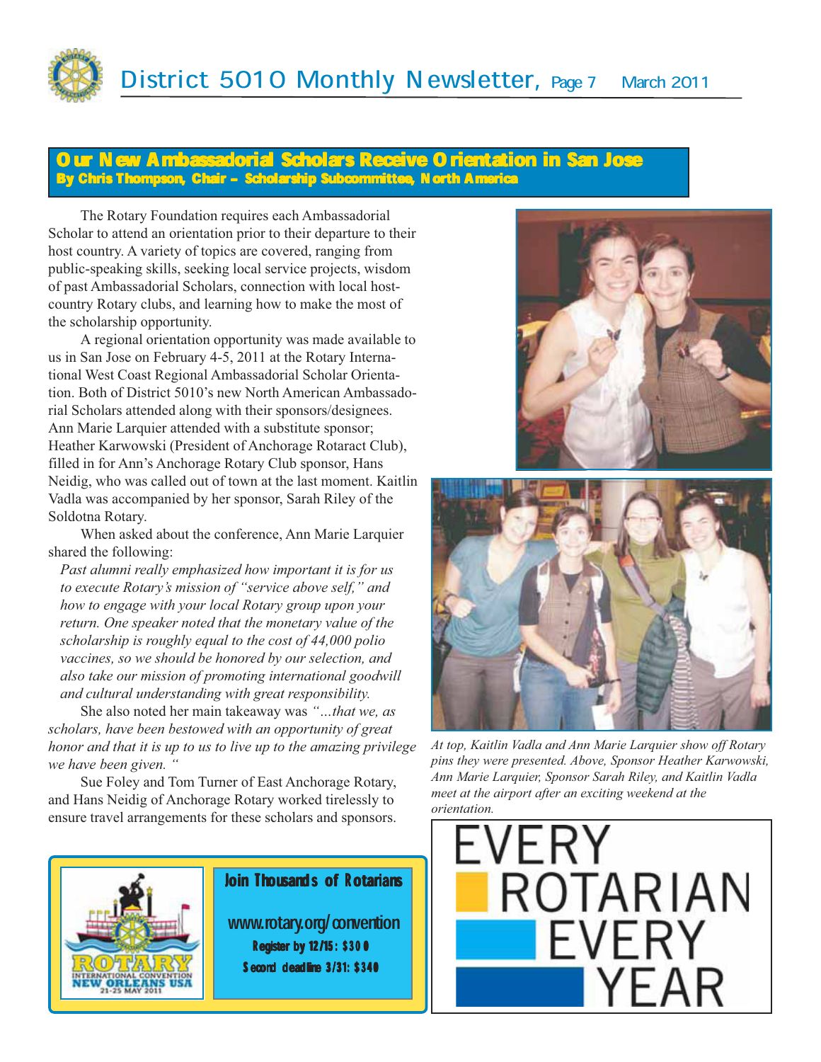## Our New Ambassadorial Scholars Receive Orientation in San Jose

**By Chris Thompson, Chair – Scholarship Subcommittee, North America**

The Rotary Foundation requires each Ambassadorial Scholar to attend an orientation prior to their departure to their host country. A variety of topics are covered, ranging from public-speaking skills, seeking local service projects, wisdom of past Ambassadorial Scholars, connection with local host-country Rotary clubs, and learning how to make the most of the scholarship opportunity.

A regional orientation opportunity was made available to us in San Jose on February 4-5, 2011 at the Rotary International West Coast Regional Ambassadorial Scholar Orientation. Both of District 5010's new North American Ambassadorial Scholars attended along with their sponsors/designees. Ann Marie Larquier attended with a substitute sponsor; Heather Karwowski (President of Anchorage Rotaract Club), filled in for Ann's Anchorage Rotary Club sponsor, Hans Neidig, who was called out of town at the last moment. Kaitlin Vadla was accompanied by her sponsor, Sarah Riley of the Soldotna Rotary.

When asked about the conference, Ann Marie Larquier shared the following:

*Past alumni really emphasized how important it is for us to execute Rotary's mission of "service above self," and how to engage with your local Rotary group upon your return. One speaker noted that the monetary value of the scholarship is roughly equal to the cost of 44,000 polio vaccines, so we should be honored by our selection, and also take our mission of promoting international goodwill and cultural understanding with great responsibility.*

She also noted her main takeaway was *"…that we, as scholars, have been bestowed with an opportunity of great honor and that it is up to us to live up to the amazing privilege we have been given. "*

Sue Foley and Tom Turner of East Anchorage Rotary, and Hans Neidig of Anchorage Rotary worked tirelessly to ensure travel arrangements for these scholars and sponsors.

*At top, Kaitlin Vadla and Ann Marie Larquier show off Rotary pins they were presented. Above, Sponsor Heather Karwowski, Ann Marie Larquier, Sponsor Sarah Riley, and Kaitlin Vadla meet at the airport after an exciting weekend at the orientation.*

**Join Thousands of Rotarians**

**www.rotary.org/convention**

**Register by 12/15: $300**

**Second deadline 3/31: $340**

EVERY ROTARIAN EVERY YEAR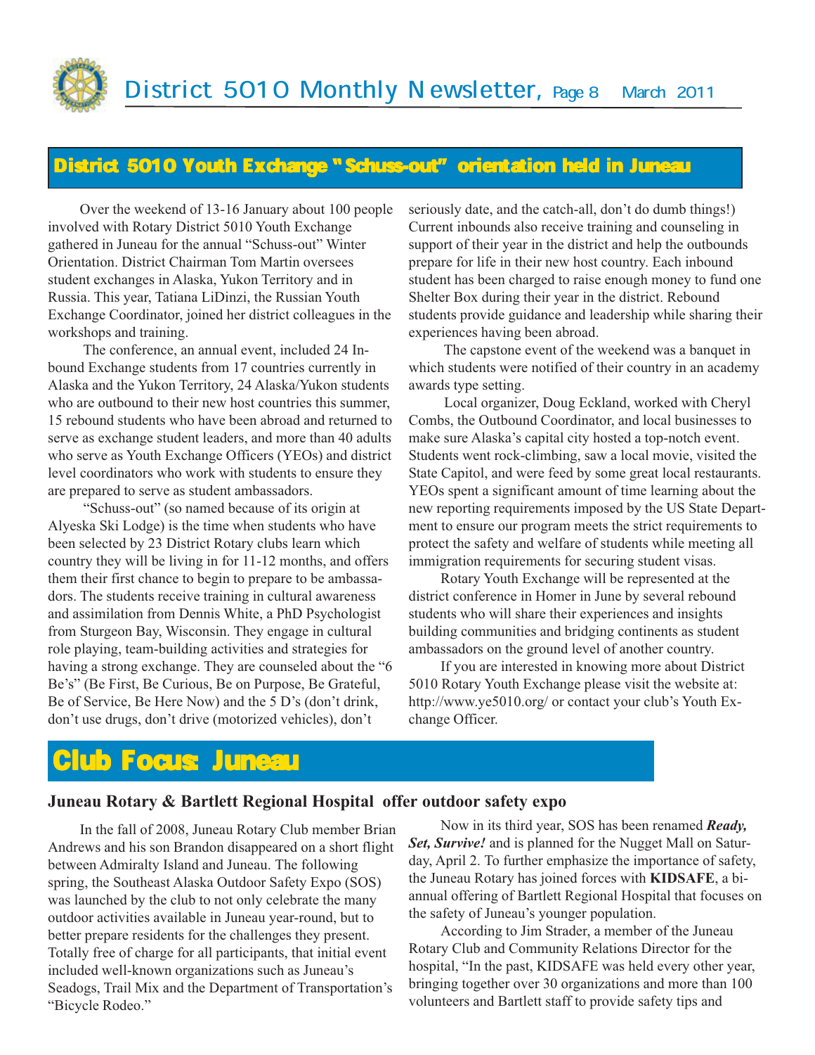## District 5010 Youth Exchange "Schuss-out" orientation held in Juneau

Over the weekend of 13-16 January about 100 people involved with Rotary District 5010 Youth Exchange gathered in Juneau for the annual "Schuss-out" Winter Orientation. District Chairman Tom Martin oversees student exchanges in Alaska, Yukon Territory and in Russia. This year, Tatiana LiDinzi, the Russian Youth Exchange Coordinator, joined her district colleagues in the workshops and training.

The conference, an annual event, included 24 Inbound Exchange students from 17 countries currently in Alaska and the Yukon Territory, 24 Alaska/Yukon students who are outbound to their new host countries this summer, 15 rebound students who have been abroad and returned to serve as exchange student leaders, and more than 40 adults who serve as Youth Exchange Officers (YEOs) and district level coordinators who work with students to ensure they are prepared to serve as student ambassadors.

"Schuss-out" (so named because of its origin at Alyeska Ski Lodge) is the time when students who have been selected by 23 District Rotary clubs learn which country they will be living in for 11-12 months, and offers them their first chance to begin to prepare to be ambassadors. The students receive training in cultural awareness and assimilation from Dennis White, a PhD Psychologist from Sturgeon Bay, Wisconsin. They engage in cultural role playing, team-building activities and strategies for having a strong exchange. They are counseled about the "6 Be's" (Be First, Be Curious, Be on Purpose, Be Grateful, Be of Service, Be Here Now) and the 5 D's (don't drink, don't use drugs, don't drive (motorized vehicles), don't seriously date, and the catch-all, don't do dumb things!) Current inbounds also receive training and counseling in support of their year in the district and help the outbounds prepare for life in their new host country. Each inbound student has been charged to raise enough money to fund one Shelter Box during their year in the district. Rebound students provide guidance and leadership while sharing their experiences having been abroad.

The capstone event of the weekend was a banquet in which students were notified of their country in an academy awards type setting.

Local organizer, Doug Eckland, worked with Cheryl Combs, the Outbound Coordinator, and local businesses to make sure Alaska's capital city hosted a top-notch event. Students went rock-climbing, saw a local movie, visited the State Capitol, and were feed by some great local restaurants. YEOs spent a significant amount of time learning about the new reporting requirements imposed by the US State Department to ensure our program meets the strict requirements to protect the safety and welfare of students while meeting all immigration requirements for securing student visas.

Rotary Youth Exchange will be represented at the district conference in Homer in June by several rebound students who will share their experiences and insights building communities and bridging continents as student ambassadors on the ground level of another country.

If you are interested in knowing more about District 5010 Rotary Youth Exchange please visit the website at: http://www.ye5010.org/ or contact your club's Youth Exchange Officer.

# Club Focus: Juneau

### Juneau Rotary & Bartlett Regional Hospital offer outdoor safety expo

In the fall of 2008, Juneau Rotary Club member Brian Andrews and his son Brandon disappeared on a short flight between Admiralty Island and Juneau. The following spring, the Southeast Alaska Outdoor Safety Expo (SOS) was launched by the club to not only celebrate the many outdoor activities available in Juneau year-round, but to better prepare residents for the challenges they present. Totally free of charge for all participants, that initial event included well-known organizations such as Juneau's Seadogs, Trail Mix and the Department of Transportation's "Bicycle Rodeo."

Now in its third year, SOS has been renamed ***Ready, Set, Survive!*** and is planned for the Nugget Mall on Saturday, April 2. To further emphasize the importance of safety, the Juneau Rotary has joined forces with **KIDSAFE**, a biannual offering of Bartlett Regional Hospital that focuses on the safety of Juneau's younger population.

According to Jim Strader, a member of the Juneau Rotary Club and Community Relations Director for the hospital, "In the past, KIDSAFE was held every other year, bringing together over 30 organizations and more than 100 volunteers and Bartlett staff to provide safety tips and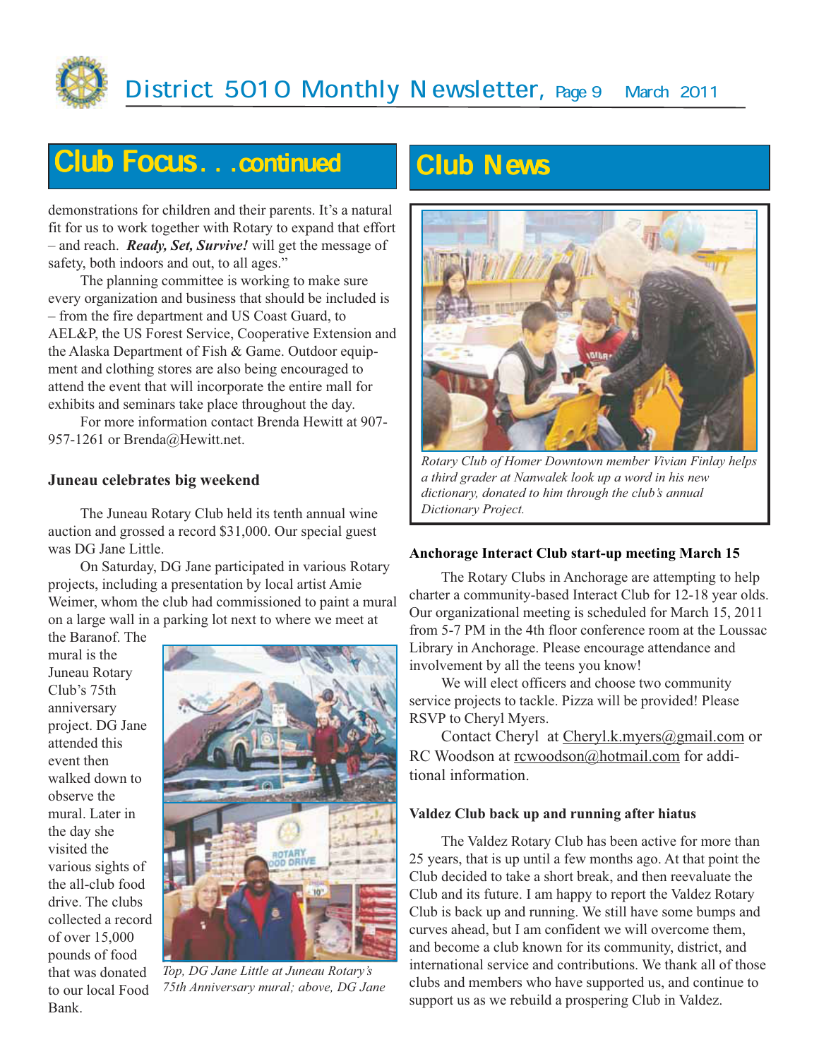## Club Focus. . .continued

demonstrations for children and their parents. It's a natural fit for us to work together with Rotary to expand that effort – and reach. ***Ready, Set, Survive!*** will get the message of safety, both indoors and out, to all ages."

The planning committee is working to make sure every organization and business that should be included is – from the fire department and US Coast Guard, to AEL&P, the US Forest Service, Cooperative Extension and the Alaska Department of Fish & Game. Outdoor equipment and clothing stores are also being encouraged to attend the event that will incorporate the entire mall for exhibits and seminars take place throughout the day.

For more information contact Brenda Hewitt at 907-957-1261 or Brenda@Hewitt.net.

### Juneau celebrates big weekend

The Juneau Rotary Club held its tenth annual wine auction and grossed a record $31,000. Our special guest was DG Jane Little.

On Saturday, DG Jane participated in various Rotary projects, including a presentation by local artist Amie Weimer, whom the club had commissioned to paint a mural on a large wall in a parking lot next to where we meet at the Baranof. The mural is the Juneau Rotary Club's 75th anniversary project. DG Jane attended this event then walked down to observe the mural. Later in the day she visited the various sights of the all-club food drive. The clubs collected a record of over 15,000 pounds of food that was donated to our local Food Bank.

*Top, DG Jane Little at Juneau Rotary's 75th Anniversary mural; above, DG Jane*

## Club News

*Rotary Club of Homer Downtown member Vivian Finlay helps a third grader at Nanwalek look up a word in his new dictionary, donated to him through the club's annual Dictionary Project.*

### Anchorage Interact Club start-up meeting March 15

The Rotary Clubs in Anchorage are attempting to help charter a community-based Interact Club for 12-18 year olds. Our organizational meeting is scheduled for March 15, 2011 from 5-7 PM in the 4th floor conference room at the Loussac Library in Anchorage. Please encourage attendance and involvement by all the teens you know!

We will elect officers and choose two community service projects to tackle. Pizza will be provided! Please RSVP to Cheryl Myers.

Contact Cheryl at Cheryl.k.myers@gmail.com or RC Woodson at rcwoodson@hotmail.com for additional information.

### Valdez Club back up and running after hiatus

The Valdez Rotary Club has been active for more than 25 years, that is up until a few months ago. At that point the Club decided to take a short break, and then reevaluate the Club and its future. I am happy to report the Valdez Rotary Club is back up and running. We still have some bumps and curves ahead, but I am confident we will overcome them, and become a club known for its community, district, and international service and contributions. We thank all of those clubs and members who have supported us, and continue to support us as we rebuild a prospering Club in Valdez.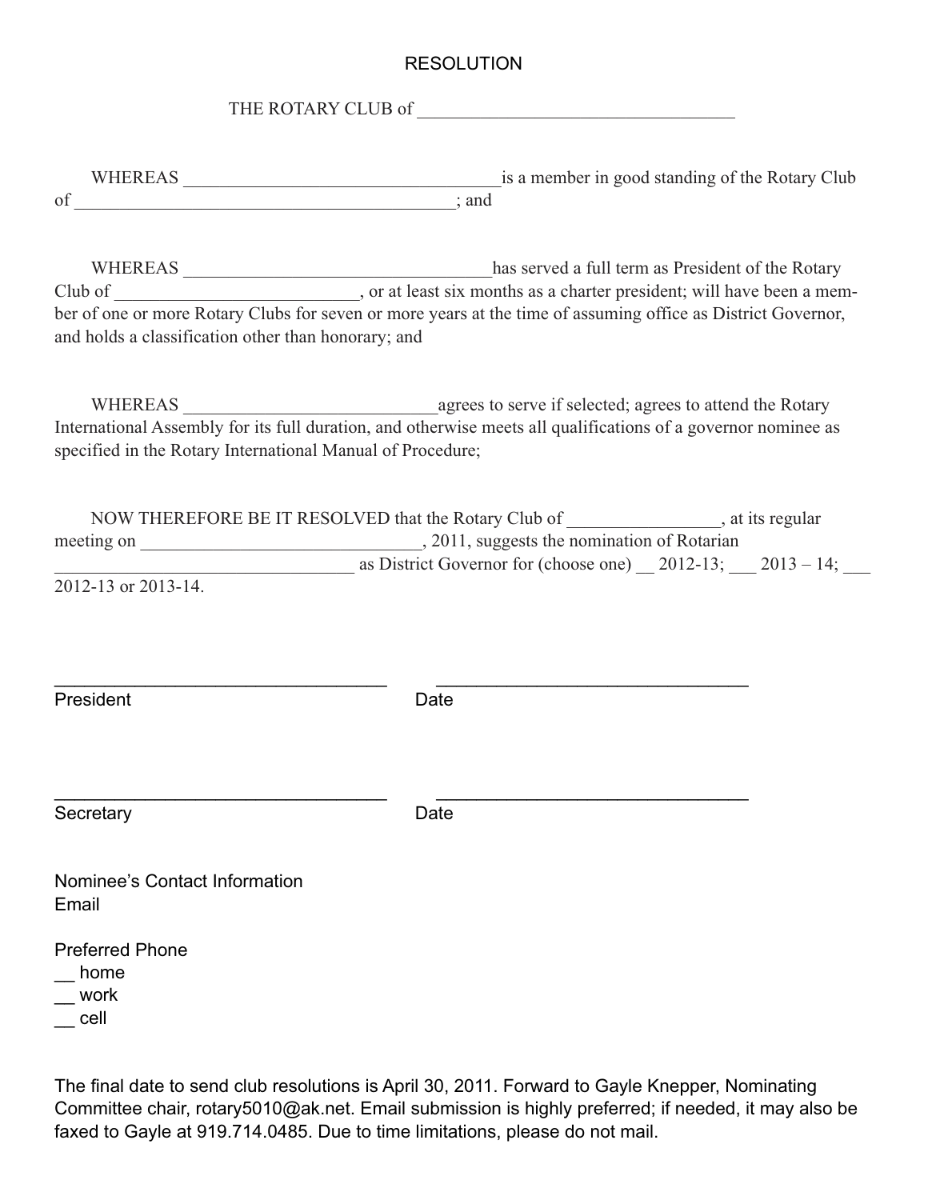# RESOLUTION

THE ROTARY CLUB of ___________________________________

WHEREAS ___________________________________is a member in good standing of the Rotary Club of ___________________________________________; and

WHEREAS ___________________________________has served a full term as President of the Rotary Club of ___________________________, or at least six months as a charter president; will have been a member of one or more Rotary Clubs for seven or more years at the time of assuming office as District Governor, and holds a classification other than honorary; and

WHEREAS ____________________________agrees to serve if selected; agrees to attend the Rotary International Assembly for its full duration, and otherwise meets all qualifications of a governor nominee as specified in the Rotary International Manual of Procedure;

NOW THEREFORE BE IT RESOLVED that the Rotary Club of _________________, at its regular meeting on _______________________________, 2011, suggests the nomination of Rotarian ________________________________ as District Governor for (choose one) __ 2012-13; ___ 2013 – 14; ___ 2012-13 or 2013-14.

_________________________________ _________________________________
President Date

_________________________________ _________________________________
Secretary Date

Nominee's Contact Information
Email

Preferred Phone
__ home
__ work
__ cell

The final date to send club resolutions is April 30, 2011. Forward to Gayle Knepper, Nominating Committee chair, rotary5010@ak.net. Email submission is highly preferred; if needed, it may also be faxed to Gayle at 919.714.0485. Due to time limitations, please do not mail.